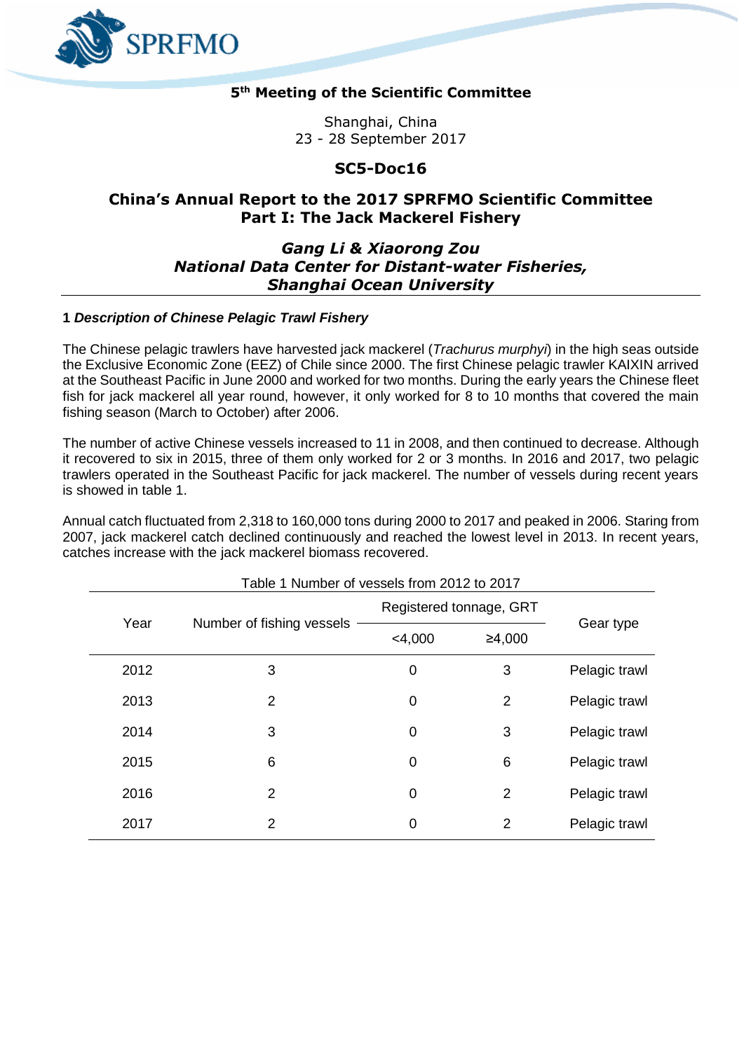**5th Meeting of the Scientific Committee**

Shanghai, China
23 - 28 September 2017

**SC5-Doc16**

# China's Annual Report to the 2017 SPRFMO Scientific Committee Part I: The Jack Mackerel Fishery

***Gang Li & Xiaorong Zou***
***National Data Center for Distant-water Fisheries, Shanghai Ocean University***

---

## 1 *Description of Chinese Pelagic Trawl Fishery*

The Chinese pelagic trawlers have harvested jack mackerel (*Trachurus murphyi*) in the high seas outside the Exclusive Economic Zone (EEZ) of Chile since 2000. The first Chinese pelagic trawler KAIXIN arrived at the Southeast Pacific in June 2000 and worked for two months. During the early years the Chinese fleet fish for jack mackerel all year round, however, it only worked for 8 to 10 months that covered the main fishing season (March to October) after 2006.

The number of active Chinese vessels increased to 11 in 2008, and then continued to decrease. Although it recovered to six in 2015, three of them only worked for 2 or 3 months. In 2016 and 2017, two pelagic trawlers operated in the Southeast Pacific for jack mackerel. The number of vessels during recent years is showed in table 1.

Annual catch fluctuated from 2,318 to 160,000 tons during 2000 to 2017 and peaked in 2006. Staring from 2007, jack mackerel catch declined continuously and reached the lowest level in 2013. In recent years, catches increase with the jack mackerel biomass recovered.

Table 1 Number of vessels from 2012 to 2017

| Year | Number of fishing vessels | Registered tonnage, GRT | | Gear type |
|---|---|---|---|---|
| | | <4,000 | ≥4,000 | |
| 2012 | 3 | 0 | 3 | Pelagic trawl |
| 2013 | 2 | 0 | 2 | Pelagic trawl |
| 2014 | 3 | 0 | 3 | Pelagic trawl |
| 2015 | 6 | 0 | 6 | Pelagic trawl |
| 2016 | 2 | 0 | 2 | Pelagic trawl |
| 2017 | 2 | 0 | 2 | Pelagic trawl |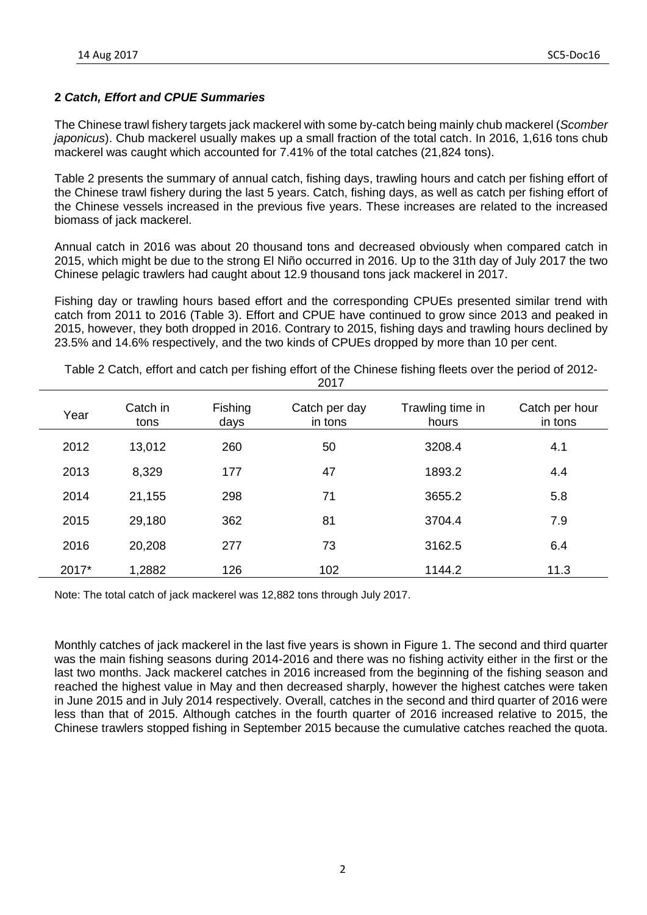## 2 *Catch, Effort and CPUE Summaries*

The Chinese trawl fishery targets jack mackerel with some by-catch being mainly chub mackerel (*Scomber japonicus*). Chub mackerel usually makes up a small fraction of the total catch. In 2016, 1,616 tons chub mackerel was caught which accounted for 7.41% of the total catches (21,824 tons).

Table 2 presents the summary of annual catch, fishing days, trawling hours and catch per fishing effort of the Chinese trawl fishery during the last 5 years. Catch, fishing days, as well as catch per fishing effort of the Chinese vessels increased in the previous five years. These increases are related to the increased biomass of jack mackerel.

Annual catch in 2016 was about 20 thousand tons and decreased obviously when compared catch in 2015, which might be due to the strong El Niño occurred in 2016. Up to the 31th day of July 2017 the two Chinese pelagic trawlers had caught about 12.9 thousand tons jack mackerel in 2017.

Fishing day or trawling hours based effort and the corresponding CPUEs presented similar trend with catch from 2011 to 2016 (Table 3). Effort and CPUE have continued to grow since 2013 and peaked in 2015, however, they both dropped in 2016. Contrary to 2015, fishing days and trawling hours declined by 23.5% and 14.6% respectively, and the two kinds of CPUEs dropped by more than 10 per cent.

Table 2 Catch, effort and catch per fishing effort of the Chinese fishing fleets over the period of 2012-2017

| Year | Catch in tons | Fishing days | Catch per day in tons | Trawling time in hours | Catch per hour in tons |
|---|---|---|---|---|---|
| 2012 | 13,012 | 260 | 50 | 3208.4 | 4.1 |
| 2013 | 8,329 | 177 | 47 | 1893.2 | 4.4 |
| 2014 | 21,155 | 298 | 71 | 3655.2 | 5.8 |
| 2015 | 29,180 | 362 | 81 | 3704.4 | 7.9 |
| 2016 | 20,208 | 277 | 73 | 3162.5 | 6.4 |
| 2017* | 1,2882 | 126 | 102 | 1144.2 | 11.3 |

Note: The total catch of jack mackerel was 12,882 tons through July 2017.

Monthly catches of jack mackerel in the last five years is shown in Figure 1. The second and third quarter was the main fishing seasons during 2014-2016 and there was no fishing activity either in the first or the last two months. Jack mackerel catches in 2016 increased from the beginning of the fishing season and reached the highest value in May and then decreased sharply, however the highest catches were taken in June 2015 and in July 2014 respectively. Overall, catches in the second and third quarter of 2016 were less than that of 2015. Although catches in the fourth quarter of 2016 increased relative to 2015, the Chinese trawlers stopped fishing in September 2015 because the cumulative catches reached the quota.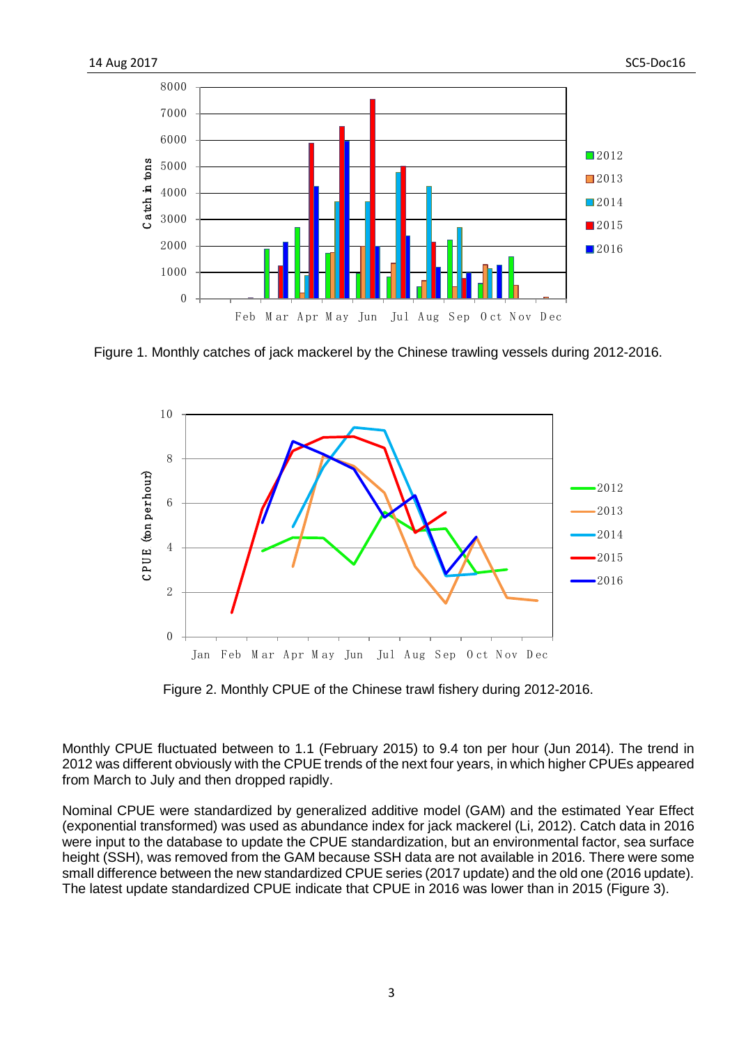Figure 1. Monthly catches of jack mackerel by the Chinese trawling vessels during 2012-2016.

Figure 2. Monthly CPUE of the Chinese trawl fishery during 2012-2016.

Monthly CPUE fluctuated between to 1.1 (February 2015) to 9.4 ton per hour (Jun 2014). The trend in 2012 was different obviously with the CPUE trends of the next four years, in which higher CPUEs appeared from March to July and then dropped rapidly.

Nominal CPUE were standardized by generalized additive model (GAM) and the estimated Year Effect (exponential transformed) was used as abundance index for jack mackerel (Li, 2012). Catch data in 2016 were input to the database to update the CPUE standardization, but an environmental factor, sea surface height (SSH), was removed from the GAM because SSH data are not available in 2016. There were some small difference between the new standardized CPUE series (2017 update) and the old one (2016 update). The latest update standardized CPUE indicate that CPUE in 2016 was lower than in 2015 (Figure 3).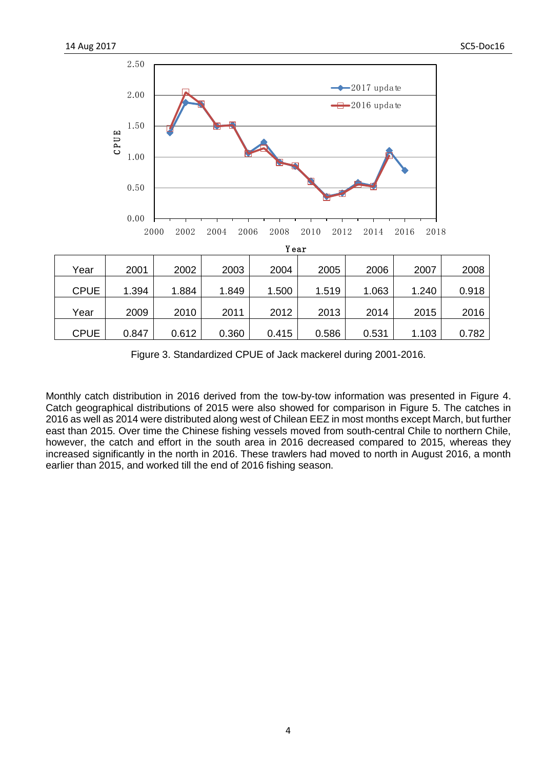| Year | 2001 | 2002 | 2003 | 2004 | 2005 | 2006 | 2007 | 2008 |
|---|---|---|---|---|---|---|---|---|
| CPUE | 1.394 | 1.884 | 1.849 | 1.500 | 1.519 | 1.063 | 1.240 | 0.918 |
| Year | 2009 | 2010 | 2011 | 2012 | 2013 | 2014 | 2015 | 2016 |
| CPUE | 0.847 | 0.612 | 0.360 | 0.415 | 0.586 | 0.531 | 1.103 | 0.782 |

Figure 3. Standardized CPUE of Jack mackerel during 2001-2016.

Monthly catch distribution in 2016 derived from the tow-by-tow information was presented in Figure 4. Catch geographical distributions of 2015 were also showed for comparison in Figure 5. The catches in 2016 as well as 2014 were distributed along west of Chilean EEZ in most months except March, but further east than 2015. Over time the Chinese fishing vessels moved from south-central Chile to northern Chile, however, the catch and effort in the south area in 2016 decreased compared to 2015, whereas they increased significantly in the north in 2016. These trawlers had moved to north in August 2016, a month earlier than 2015, and worked till the end of 2016 fishing season.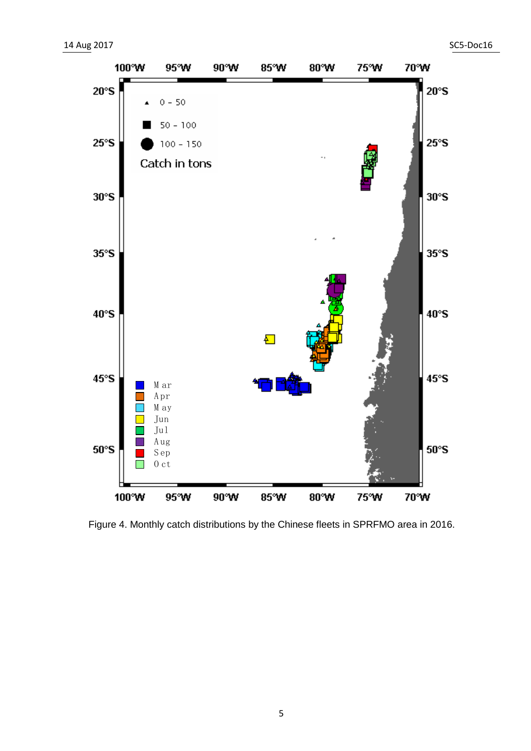Figure 4. Monthly catch distributions by the Chinese fleets in SPRFMO area in 2016.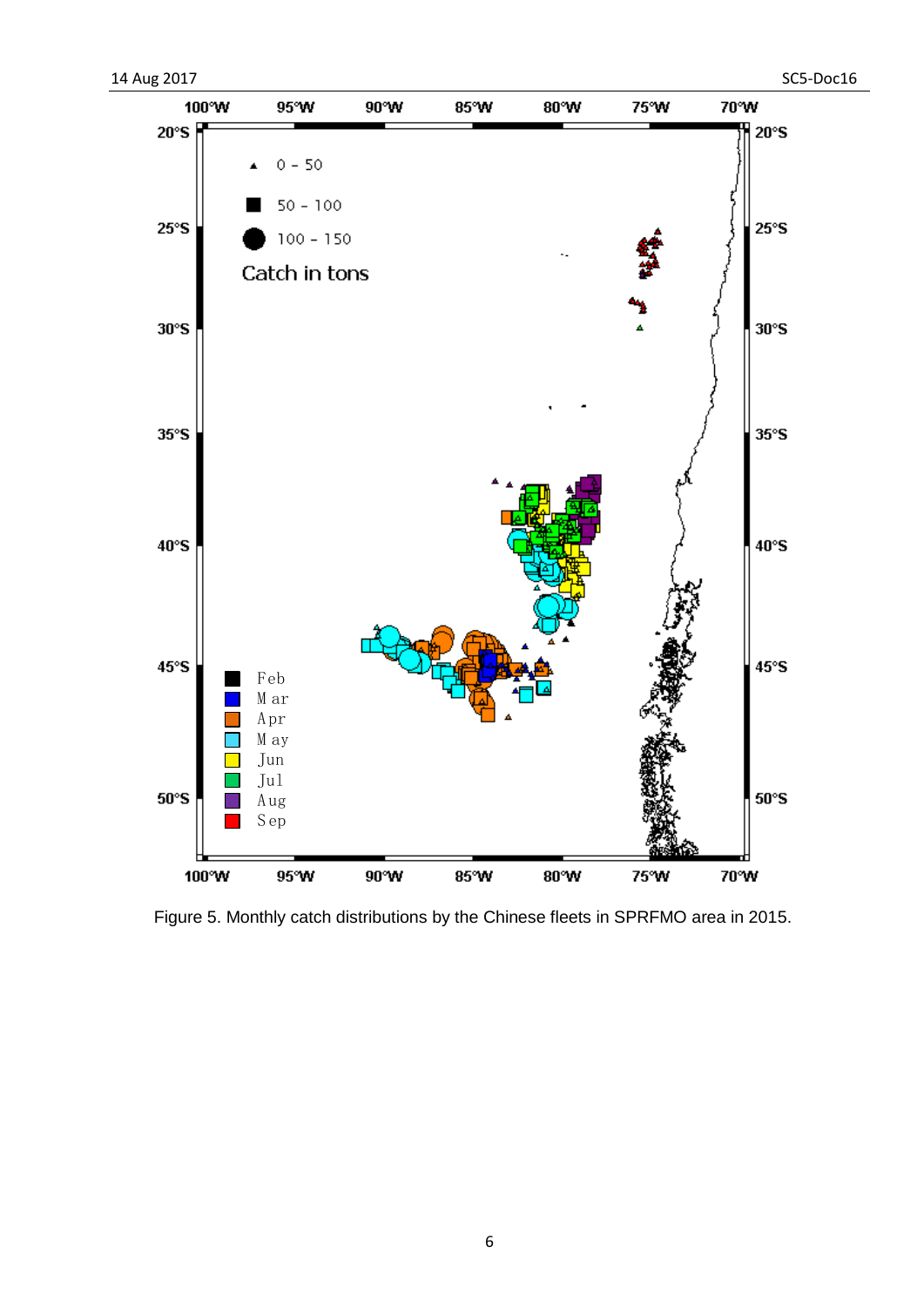Figure 5. Monthly catch distributions by the Chinese fleets in SPRFMO area in 2015.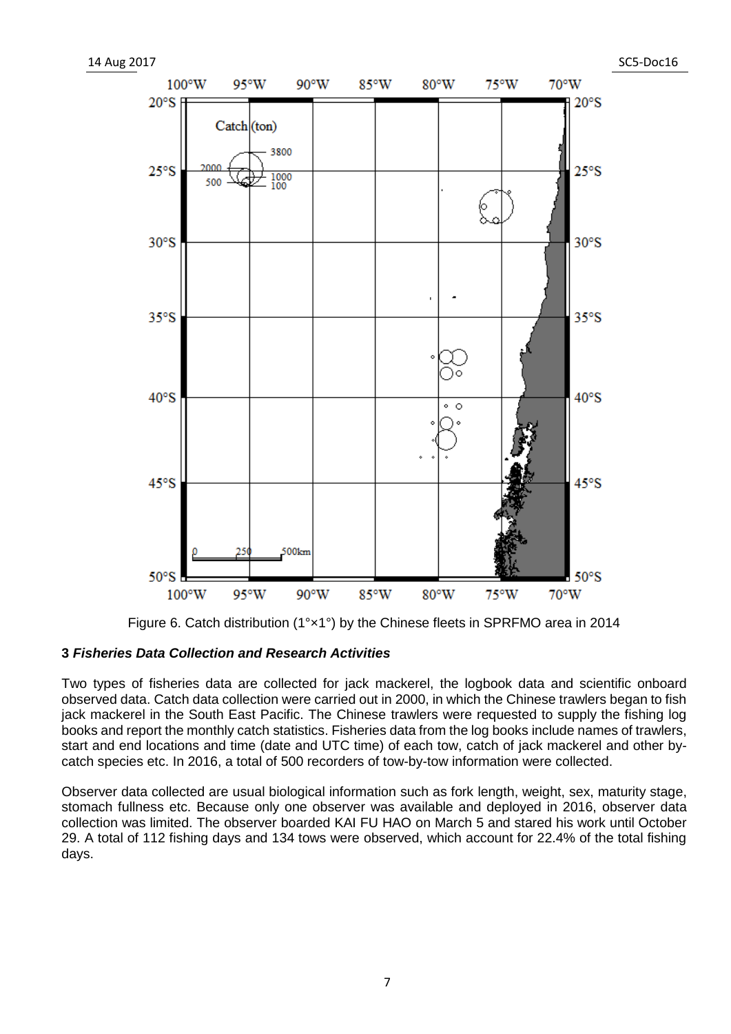Figure 6. Catch distribution (1°×1°) by the Chinese fleets in SPRFMO area in 2014

### 3 *Fisheries Data Collection and Research Activities*

Two types of fisheries data are collected for jack mackerel, the logbook data and scientific onboard observed data. Catch data collection were carried out in 2000, in which the Chinese trawlers began to fish jack mackerel in the South East Pacific. The Chinese trawlers were requested to supply the fishing log books and report the monthly catch statistics. Fisheries data from the log books include names of trawlers, start and end locations and time (date and UTC time) of each tow, catch of jack mackerel and other by-catch species etc. In 2016, a total of 500 recorders of tow-by-tow information were collected.

Observer data collected are usual biological information such as fork length, weight, sex, maturity stage, stomach fullness etc. Because only one observer was available and deployed in 2016, observer data collection was limited. The observer boarded KAI FU HAO on March 5 and stared his work until October 29. A total of 112 fishing days and 134 tows were observed, which account for 22.4% of the total fishing days.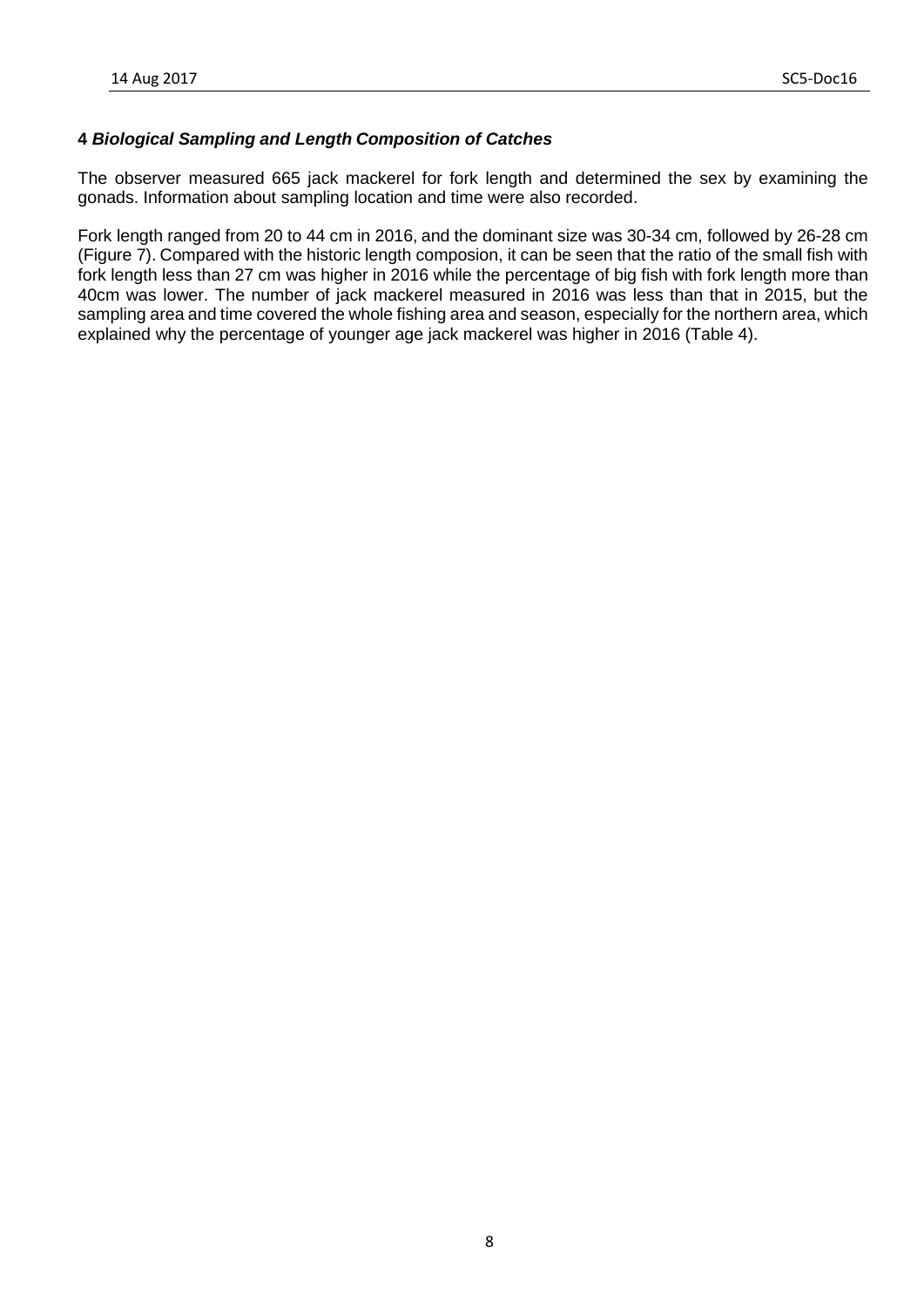### 4 *Biological Sampling and Length Composition of Catches*

The observer measured 665 jack mackerel for fork length and determined the sex by examining the gonads. Information about sampling location and time were also recorded.

Fork length ranged from 20 to 44 cm in 2016, and the dominant size was 30-34 cm, followed by 26-28 cm (Figure 7). Compared with the historic length composion, it can be seen that the ratio of the small fish with fork length less than 27 cm was higher in 2016 while the percentage of big fish with fork length more than 40cm was lower. The number of jack mackerel measured in 2016 was less than that in 2015, but the sampling area and time covered the whole fishing area and season, especially for the northern area, which explained why the percentage of younger age jack mackerel was higher in 2016 (Table 4).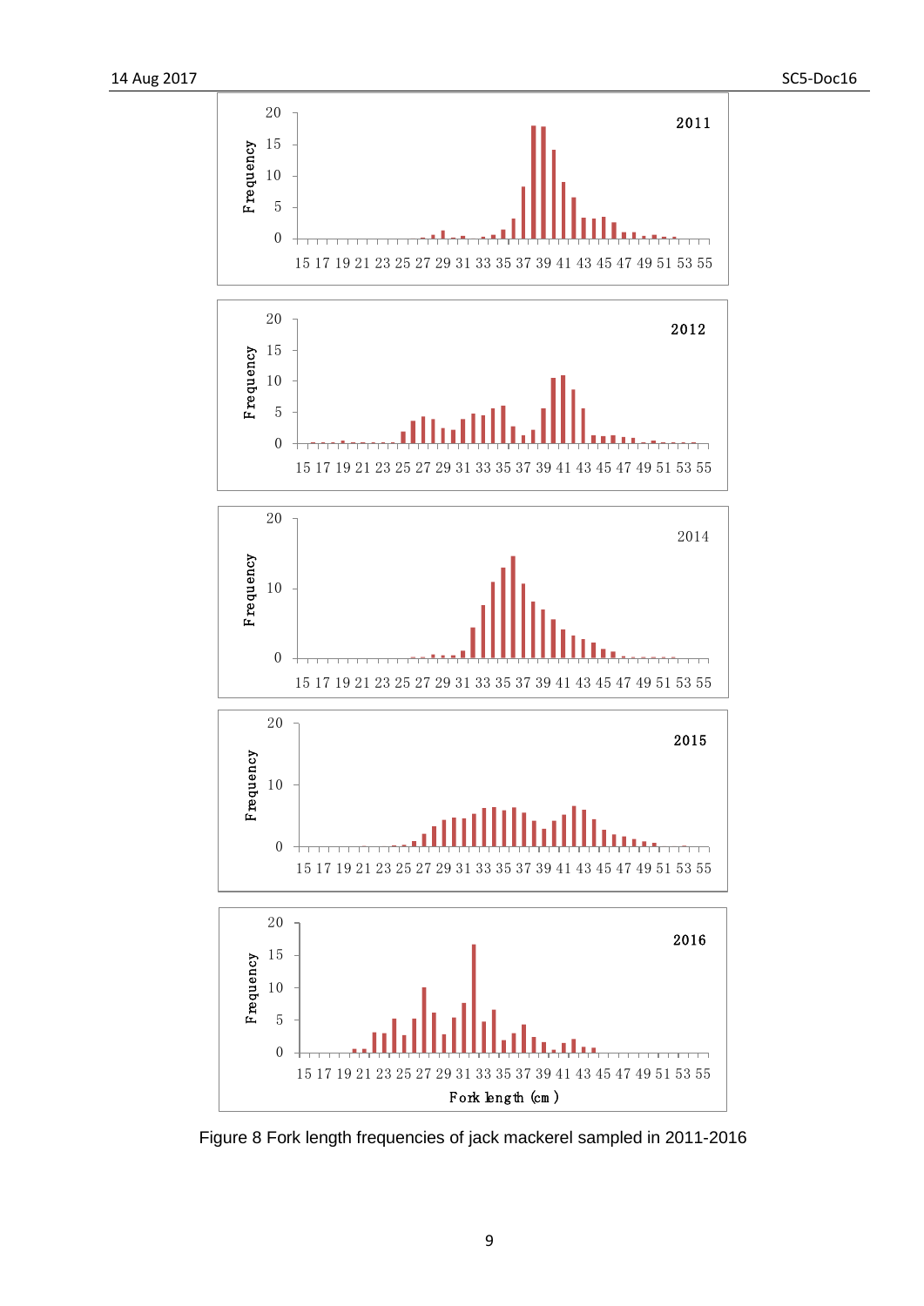Figure 8 Fork length frequencies of jack mackerel sampled in 2011-2016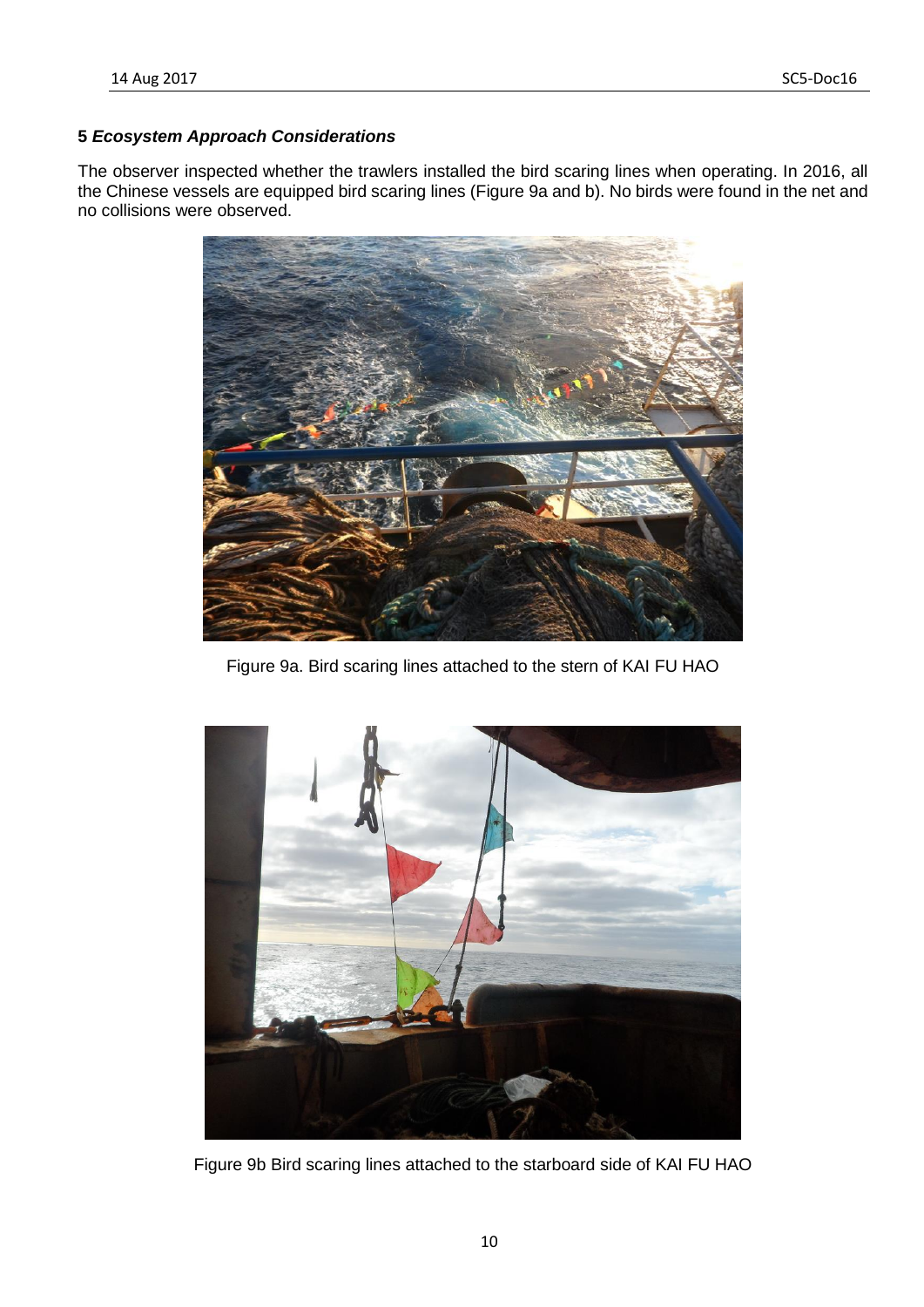**5** ***Ecosystem Approach Considerations***

The observer inspected whether the trawlers installed the bird scaring lines when operating. In 2016, all the Chinese vessels are equipped bird scaring lines (Figure 9a and b). No birds were found in the net and no collisions were observed.

Figure 9a. Bird scaring lines attached to the stern of KAI FU HAO

Figure 9b Bird scaring lines attached to the starboard side of KAI FU HAO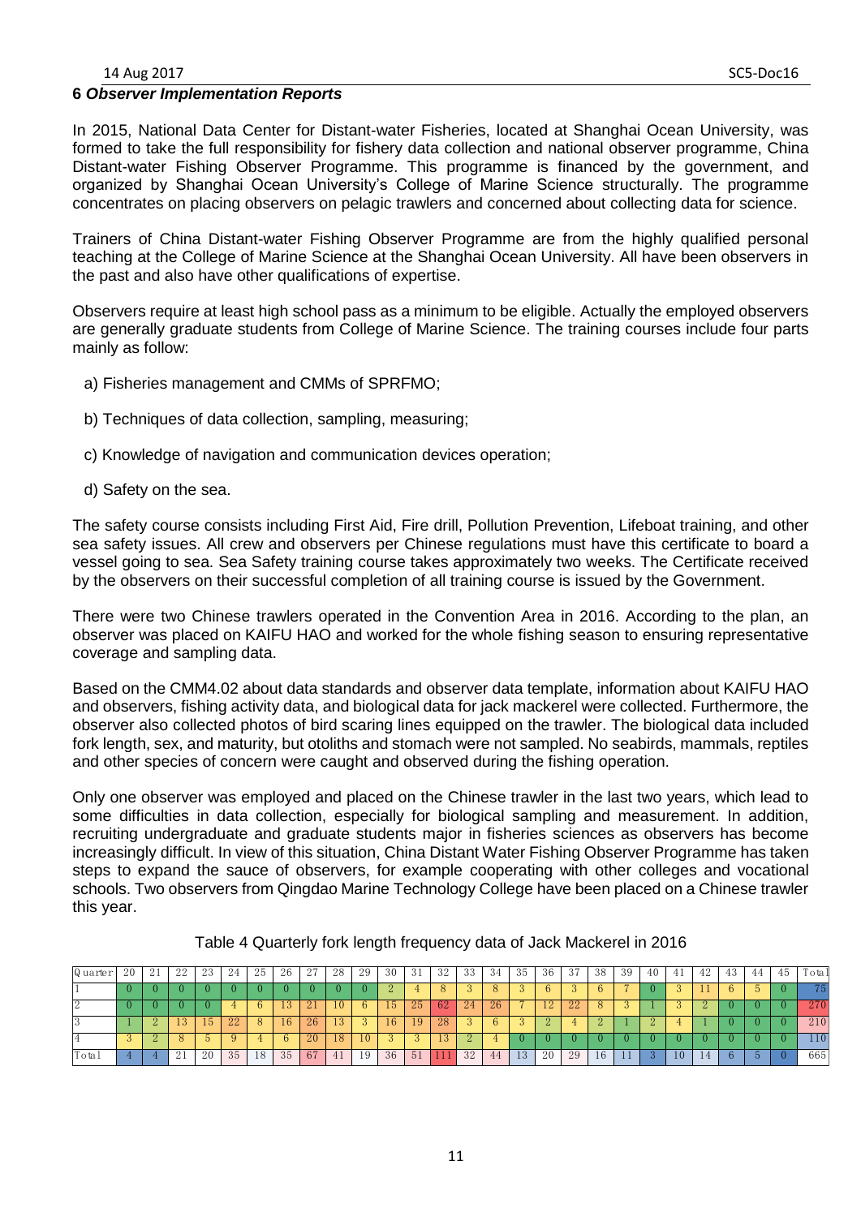## 6 *Observer Implementation Reports*

In 2015, National Data Center for Distant-water Fisheries, located at Shanghai Ocean University, was formed to take the full responsibility for fishery data collection and national observer programme, China Distant-water Fishing Observer Programme. This programme is financed by the government, and organized by Shanghai Ocean University's College of Marine Science structurally. The programme concentrates on placing observers on pelagic trawlers and concerned about collecting data for science.

Trainers of China Distant-water Fishing Observer Programme are from the highly qualified personal teaching at the College of Marine Science at the Shanghai Ocean University. All have been observers in the past and also have other qualifications of expertise.

Observers require at least high school pass as a minimum to be eligible. Actually the employed observers are generally graduate students from College of Marine Science. The training courses include four parts mainly as follow:

a) Fisheries management and CMMs of SPRFMO;

b) Techniques of data collection, sampling, measuring;

c) Knowledge of navigation and communication devices operation;

d) Safety on the sea.

The safety course consists including First Aid, Fire drill, Pollution Prevention, Lifeboat training, and other sea safety issues. All crew and observers per Chinese regulations must have this certificate to board a vessel going to sea. Sea Safety training course takes approximately two weeks. The Certificate received by the observers on their successful completion of all training course is issued by the Government.

There were two Chinese trawlers operated in the Convention Area in 2016. According to the plan, an observer was placed on KAIFU HAO and worked for the whole fishing season to ensuring representative coverage and sampling data.

Based on the CMM4.02 about data standards and observer data template, information about KAIFU HAO and observers, fishing activity data, and biological data for jack mackerel were collected. Furthermore, the observer also collected photos of bird scaring lines equipped on the trawler. The biological data included fork length, sex, and maturity, but otoliths and stomach were not sampled. No seabirds, mammals, reptiles and other species of concern were caught and observed during the fishing operation.

Only one observer was employed and placed on the Chinese trawler in the last two years, which lead to some difficulties in data collection, especially for biological sampling and measurement. In addition, recruiting undergraduate and graduate students major in fisheries sciences as observers has become increasingly difficult. In view of this situation, China Distant Water Fishing Observer Programme has taken steps to expand the sauce of observers, for example cooperating with other colleges and vocational schools. Two observers from Qingdao Marine Technology College have been placed on a Chinese trawler this year.

Table 4 Quarterly fork length frequency data of Jack Mackerel in 2016

| Quarter | 20 | 21 | 22 | 23 | 24 | 25 | 26 | 27 | 28 | 29 | 30 | 31 | 32 | 33 | 34 | 35 | 36 | 37 | 38 | 39 | 40 | 41 | 42 | 43 | 44 | 45 | Total |
|---|---|---|---|---|---|---|---|---|---|---|---|---|---|---|---|---|---|---|---|---|---|---|---|---|---|---|---|
| 1 | 0 | 0 | 0 | 0 | 0 | 0 | 0 | 0 | 0 | 0 | 2 | 4 | 8 | 3 | 8 | 3 | 6 | 3 | 6 | 7 | 0 | 3 | 11 | 6 | 5 | 0 | 75 |
| 2 | 0 | 0 | 0 | 0 | 4 | 6 | 13 | 21 | 10 | 6 | 15 | 25 | 62 | 24 | 26 | 7 | 12 | 22 | 8 | 3 | 1 | 3 | 2 | 0 | 0 | 0 | 270 |
| 3 | 1 | 2 | 13 | 15 | 22 | 8 | 16 | 26 | 13 | 3 | 16 | 19 | 28 | 3 | 6 | 3 | 2 | 4 | 2 | 1 | 2 | 4 | 1 | 0 | 0 | 0 | 210 |
| 4 | 3 | 2 | 8 | 5 | 9 | 4 | 6 | 20 | 18 | 10 | 3 | 3 | 13 | 2 | 4 | 0 | 0 | 0 | 0 | 0 | 0 | 0 | 0 | 0 | 0 | 0 | 110 |
| Total | 4 | 4 | 21 | 20 | 35 | 18 | 35 | 67 | 41 | 19 | 36 | 51 | 111 | 32 | 44 | 13 | 20 | 29 | 16 | 11 | 3 | 10 | 14 | 6 | 5 | 0 | 665 |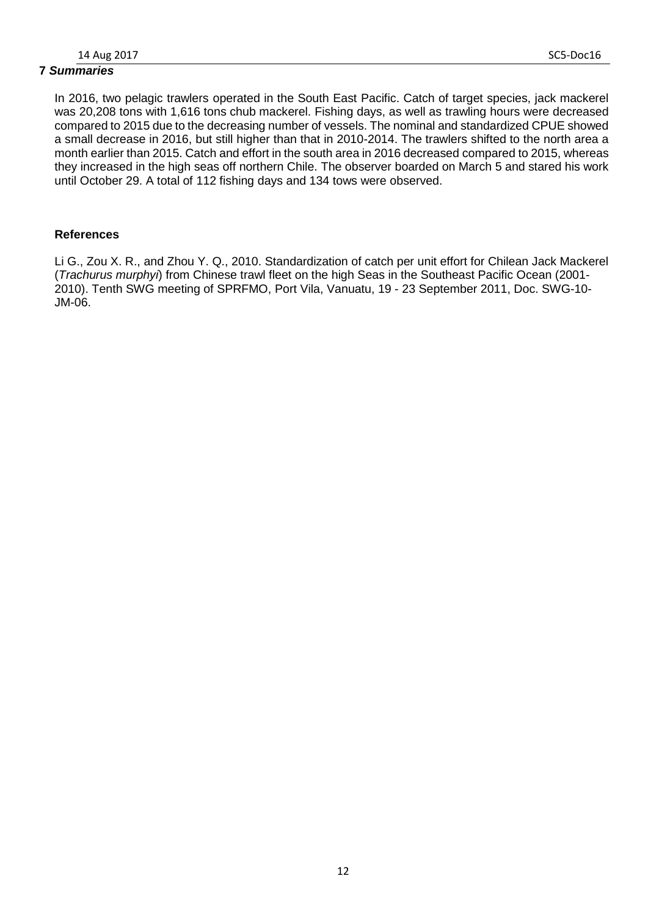## 7 *Summaries*

In 2016, two pelagic trawlers operated in the South East Pacific. Catch of target species, jack mackerel was 20,208 tons with 1,616 tons chub mackerel. Fishing days, as well as trawling hours were decreased compared to 2015 due to the decreasing number of vessels. The nominal and standardized CPUE showed a small decrease in 2016, but still higher than that in 2010-2014. The trawlers shifted to the north area a month earlier than 2015. Catch and effort in the south area in 2016 decreased compared to 2015, whereas they increased in the high seas off northern Chile. The observer boarded on March 5 and stared his work until October 29. A total of 112 fishing days and 134 tows were observed.

### References

Li G., Zou X. R., and Zhou Y. Q., 2010. Standardization of catch per unit effort for Chilean Jack Mackerel (*Trachurus murphyi*) from Chinese trawl fleet on the high Seas in the Southeast Pacific Ocean (2001-2010). Tenth SWG meeting of SPRFMO, Port Vila, Vanuatu, 19 - 23 September 2011, Doc. SWG-10-JM-06.